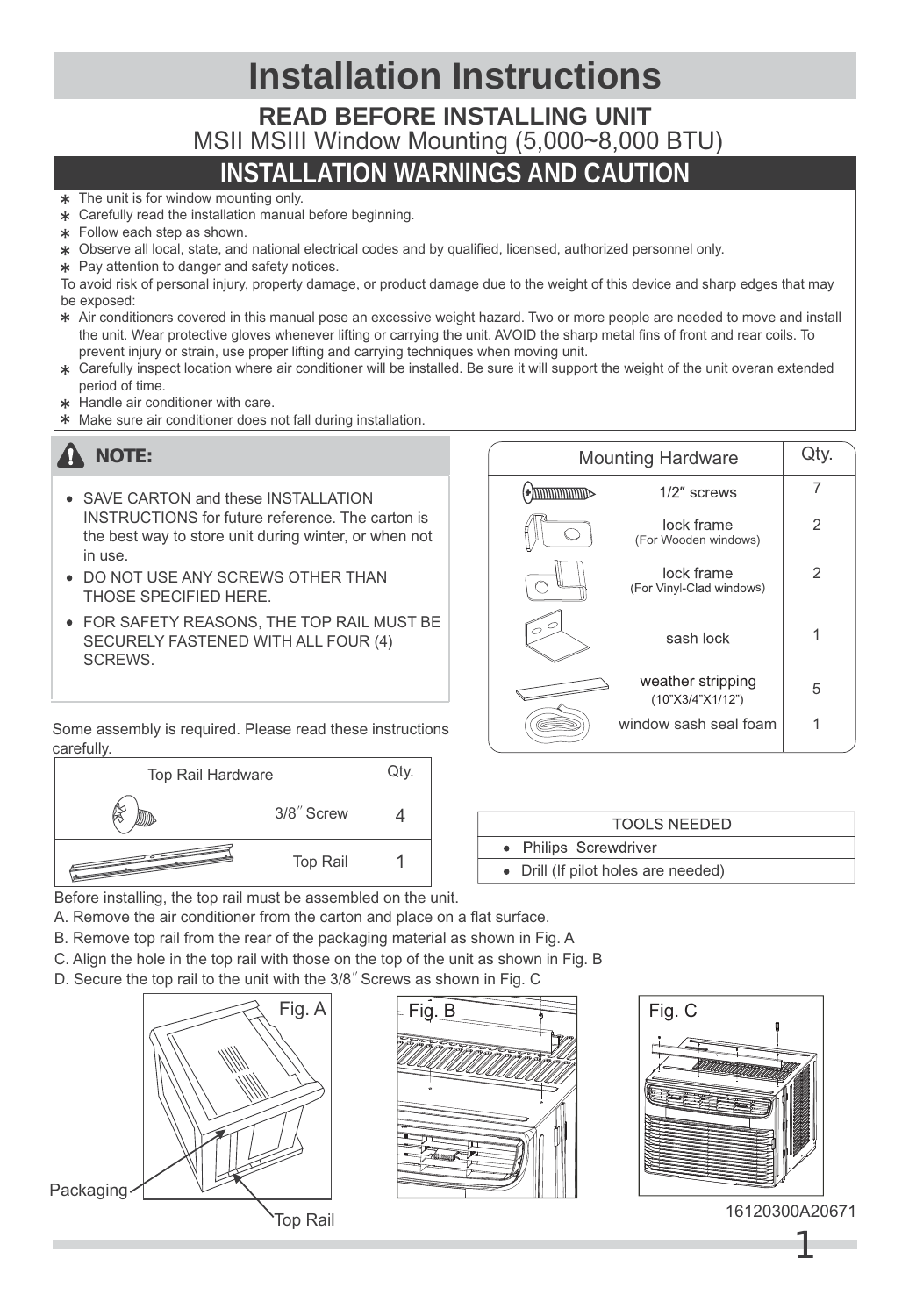# Installation Instructions

## READ BEFORE INSTALLING UNIT

MSII MSIII Window Mounting (5,000~8,000 BTU)

## INSTALLATION WARNINGS AND CAUTION

* The unit is for window mounting only.
* Carefully read the installation manual before beginning.
* Follow each step as shown.
* Observe all local, state, and national electrical codes and by qualified, licensed, authorized personnel only.
* Pay attention to danger and safety notices.

To avoid risk of personal injury, property damage, or product damage due to the weight of this device and sharp edges that may be exposed:

* Air conditioners covered in this manual pose an excessive weight hazard. Two or more people are needed to move and install the unit. Wear protective gloves whenever lifting or carrying the unit. AVOID the sharp metal fins of front and rear coils. To prevent injury or strain, use proper lifting and carrying techniques when moving unit.
* Carefully inspect location where air conditioner will be installed. Be sure it will support the weight of the unit overan extended period of time.
* Handle air conditioner with care.
* Make sure air conditioner does not fall during installation.

### NOTE:

- SAVE CARTON and these INSTALLATION INSTRUCTIONS for future reference. The carton is the best way to store unit during winter, or when not in use.
- DO NOT USE ANY SCREWS OTHER THAN THOSE SPECIFIED HERE.
- FOR SAFETY REASONS, THE TOP RAIL MUST BE SECURELY FASTENED WITH ALL FOUR (4) SCREWS.

| Mounting Hardware | Qty. |
|---|---|
| 1/2″ screws | 7 |
| lock frame (For Wooden windows) | 2 |
| lock frame (For Vinyl-Clad windows) | 2 |
| sash lock | 1 |
| weather stripping (10"X3/4"X1/2") | 5 |
| window sash seal foam | 1 |

Some assembly is required. Please read these instructions carefully.

| Top Rail Hardware | Qty. |
|---|---|
| 3/8″ Screw | 4 |
| Top Rail | 1 |

| TOOLS NEEDED |
|---|
| Philips Screwdriver |
| Drill (If pilot holes are needed) |

Before installing, the top rail must be assembled on the unit.

A. Remove the air conditioner from the carton and place on a flat surface.

B. Remove top rail from the rear of the packaging material as shown in Fig. A

C. Align the hole in the top rail with those on the top of the unit as shown in Fig. B

D. Secure the top rail to the unit with the 3/8″ Screws as shown in Fig. C

Fig. A

Packaging

Top Rail

Fig. B

Fig. C

16120300A20671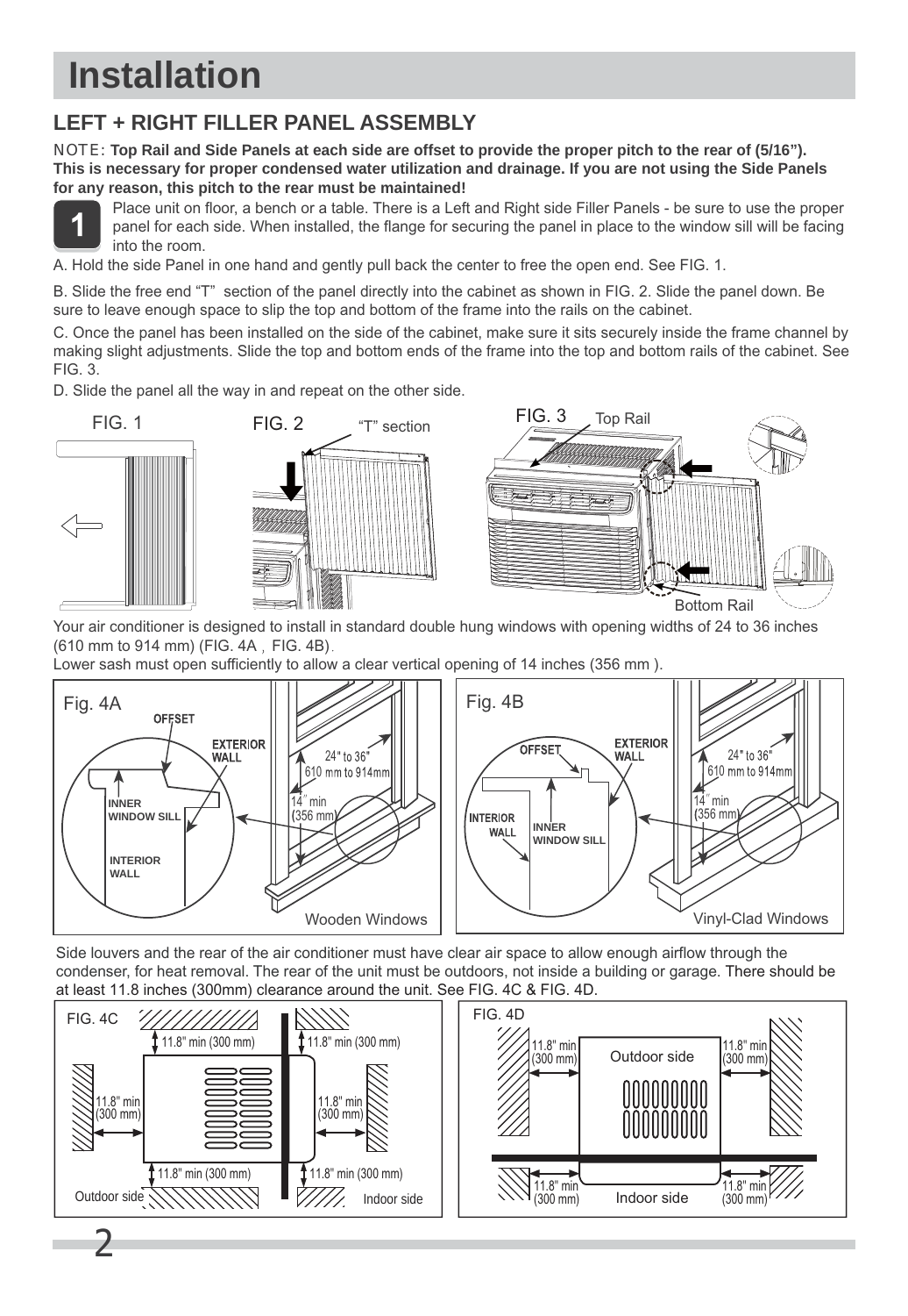# Installation

## LEFT + RIGHT FILLER PANEL ASSEMBLY

NOTE: **Top Rail and Side Panels at each side are offset to provide the proper pitch to the rear of (5/16"). This is necessary for proper condensed water utilization and drainage. If you are not using the Side Panels for any reason, this pitch to the rear must be maintained!**

**1** Place unit on floor, a bench or a table. There is a Left and Right side Filler Panels - be sure to use the proper panel for each side. When installed, the flange for securing the panel in place to the window sill will be facing into the room.

A. Hold the side Panel in one hand and gently pull back the center to free the open end. See FIG. 1.

B. Slide the free end "T" section of the panel directly into the cabinet as shown in FIG. 2. Slide the panel down. Be sure to leave enough space to slip the top and bottom of the frame into the rails on the cabinet.

C. Once the panel has been installed on the side of the cabinet, make sure it sits securely inside the frame channel by making slight adjustments. Slide the top and bottom ends of the frame into the top and bottom rails of the cabinet. See FIG. 3.

D. Slide the panel all the way in and repeat on the other side.

FIG. 1

FIG. 2 "T" section

FIG. 3 Top Rail, Bottom Rail

Your air conditioner is designed to install in standard double hung windows with opening widths of 24 to 36 inches (610 mm to 914 mm) (FIG. 4A , FIG. 4B).

Lower sash must open sufficiently to allow a clear vertical opening of 14 inches (356 mm ).

Fig. 4A — OFFSET, EXTERIOR WALL, INNER WINDOW SILL, INTERIOR WALL, 24" to 36" 610 mm to 914mm, 14" min (356 mm) — Wooden Windows

Fig. 4B — OFFSET, EXTERIOR WALL, INTERIOR WALL, INNER WINDOW SILL, 24" to 36" 610 mm to 914mm, 14" min (356 mm) — Vinyl-Clad Windows

Side louvers and the rear of the air conditioner must have clear air space to allow enough airflow through the condenser, for heat removal. The rear of the unit must be outdoors, not inside a building or garage. There should be at least 11.8 inches (300mm) clearance around the unit. See FIG. 4C & FIG. 4D.

FIG. 4C — 11.8" min (300 mm) — Outdoor side, Indoor side

FIG. 4D — 11.8" min (300 mm) — Outdoor side, Indoor side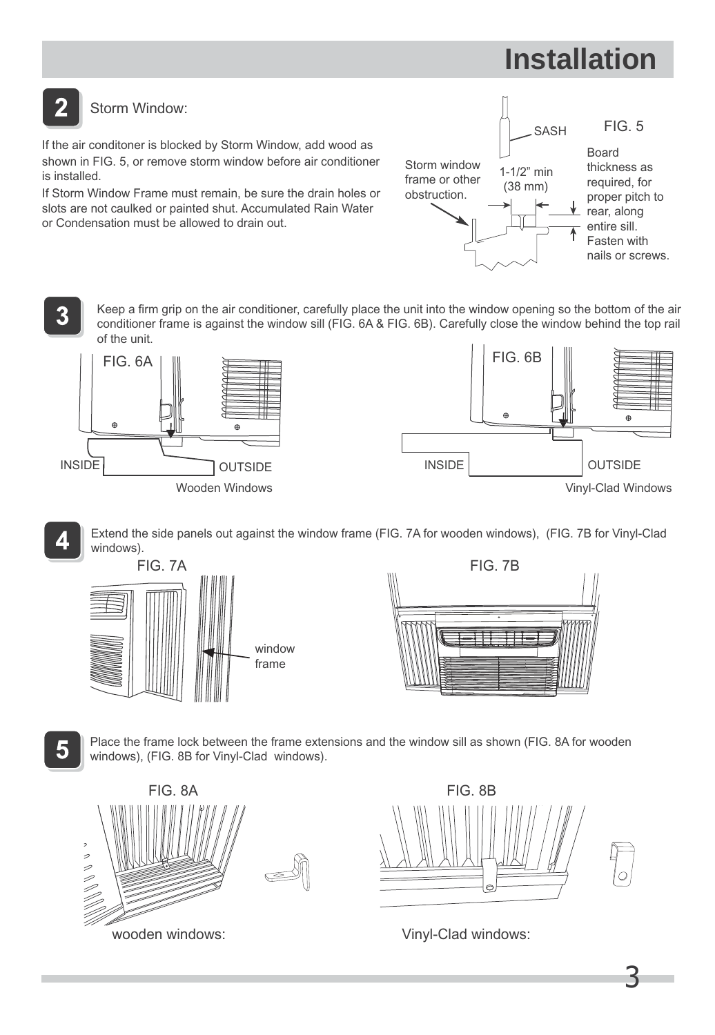# Installation

## 2 Storm Window:

If the air conditoner is blocked by Storm Window, add wood as shown in FIG. 5, or remove storm window before air conditioner is installed.

If Storm Window Frame must remain, be sure the drain holes or slots are not caulked or painted shut. Accumulated Rain Water or Condensation must be allowed to drain out.

FIG. 5

SASH

Storm window frame or other obstruction.

1-1/2" min (38 mm)

Board thickness as required, for proper pitch to rear, along entire sill. Fasten with nails or screws.

## 3

Keep a firm grip on the air conditioner, carefully place the unit into the window opening so the bottom of the air conditioner frame is against the window sill (FIG. 6A & FIG. 6B). Carefully close the window behind the top rail of the unit.

FIG. 6A

INSIDE OUTSIDE

Wooden Windows

FIG. 6B

INSIDE OUTSIDE

Vinyl-Clad Windows

## 4

Extend the side panels out against the window frame (FIG. 7A for wooden windows), (FIG. 7B for Vinyl-Clad windows).

FIG. 7A

window frame

FIG. 7B

## 5

Place the frame lock between the frame extensions and the window sill as shown (FIG. 8A for wooden windows), (FIG. 8B for Vinyl-Clad windows).

FIG. 8A

wooden windows:

FIG. 8B

Vinyl-Clad windows: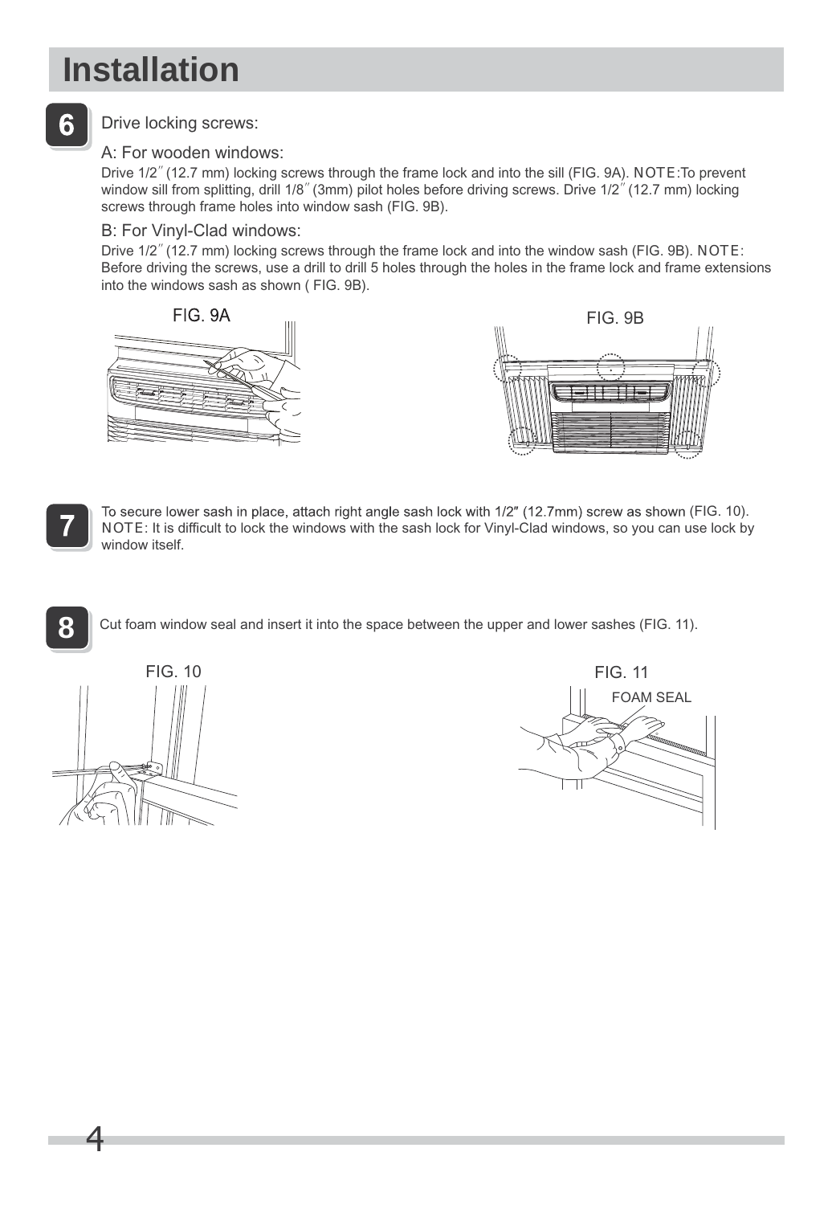# Installation

**6** Drive locking screws:

A: For wooden windows:

Drive 1/2" (12.7 mm) locking screws through the frame lock and into the sill (FIG. 9A). NOTE:To prevent window sill from splitting, drill 1/8" (3mm) pilot holes before driving screws. Drive 1/2" (12.7 mm) locking screws through frame holes into window sash (FIG. 9B).

B: For Vinyl-Clad windows:

Drive 1/2" (12.7 mm) locking screws through the frame lock and into the window sash (FIG. 9B). NOTE: Before driving the screws, use a drill to drill 5 holes through the holes in the frame lock and frame extensions into the windows sash as shown ( FIG. 9B).

FIG. 9A

FIG. 9B

**7** To secure lower sash in place, attach right angle sash lock with 1/2" (12.7mm) screw as shown (FIG. 10). NOTE: It is difficult to lock the windows with the sash lock for Vinyl-Clad windows, so you can use lock by window itself.

**8** Cut foam window seal and insert it into the space between the upper and lower sashes (FIG. 11).

FIG. 10

FIG. 11

FOAM SEAL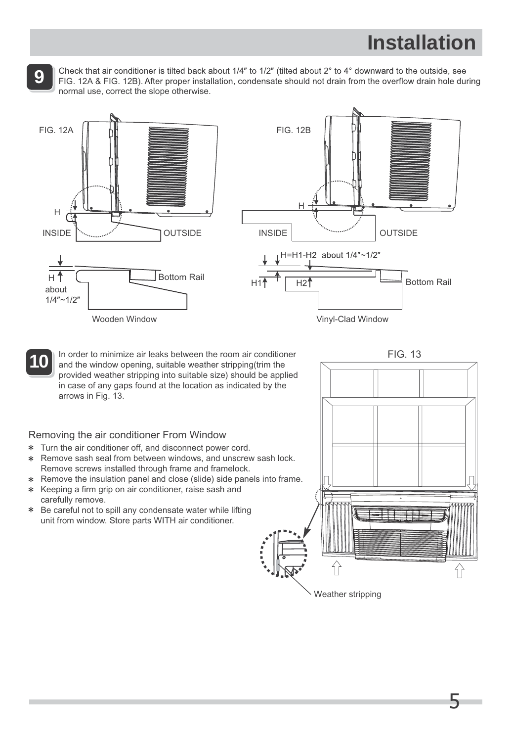# Installation

**9** Check that air conditioner is tilted back about 1/4″ to 1/2″ (tilted about 2° to 4° downward to the outside, see FIG. 12A & FIG. 12B). After proper installation, condensate should not drain from the overflow drain hole during normal use, correct the slope otherwise.

FIG. 12A

H

INSIDE

OUTSIDE

H

about 1/4″~1/2″

Bottom Rail

Wooden Window

FIG. 12B

H

INSIDE

OUTSIDE

H=H1-H2 about 1/4″~1/2″

H1

H2

Bottom Rail

Vinyl-Clad Window

**10** In order to minimize air leaks between the room air conditioner and the window opening, suitable weather stripping(trim the provided weather stripping into suitable size) should be applied in case of any gaps found at the location as indicated by the arrows in Fig. 13.

FIG. 13

Weather stripping

## Removing the air conditioner From Window

* Turn the air conditioner off, and disconnect power cord.
* Remove sash seal from between windows, and unscrew sash lock. Remove screws installed through frame and framelock.
* Remove the insulation panel and close (slide) side panels into frame.
* Keeping a firm grip on air conditioner, raise sash and carefully remove.
* Be careful not to spill any condensate water while lifting unit from window. Store parts WITH air conditioner.